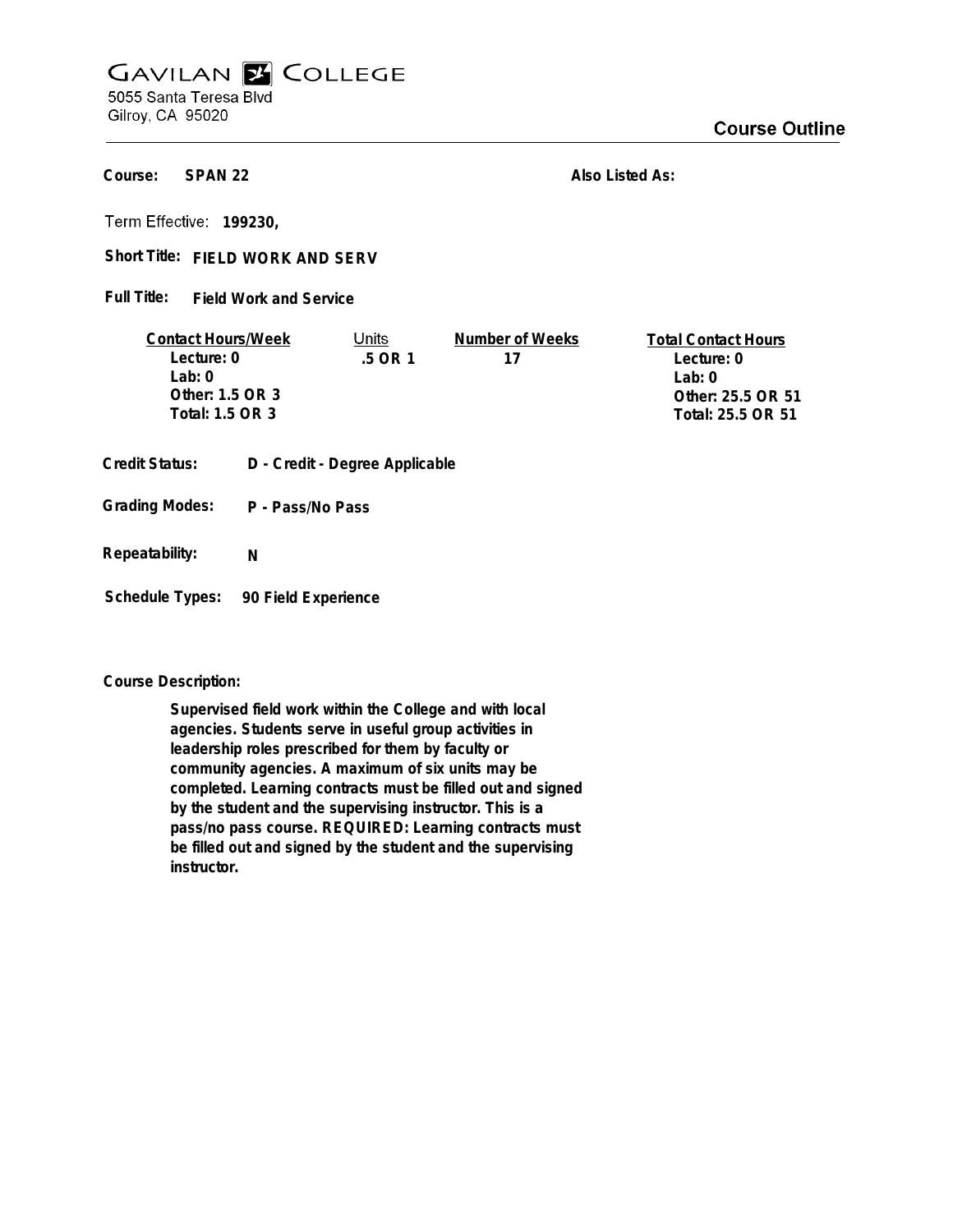# GAVILAN COLLEGE

5055 Santa Teresa Blvd
Gilroy, CA 95020

## Course Outline

**Course:** SPAN 22

**Also Listed As:**

**Term Effective:** 199230,

**Short Title:** FIELD WORK AND SERV

**Full Title:** Field Work and Service

| Contact Hours/Week | Units | Number of Weeks | Total Contact Hours |
|---|---|---|---|
| Lecture: 0 | .5 OR 1 | 17 | Lecture: 0 |
| Lab: 0 | | | Lab: 0 |
| Other: 1.5 OR 3 | | | Other: 25.5 OR 51 |
| Total: 1.5 OR 3 | | | Total: 25.5 OR 51 |

**Credit Status:** D - Credit - Degree Applicable

**Grading Modes:** P - Pass/No Pass

**Repeatability:** N

**Schedule Types:** 90 Field Experience

**Course Description:**

Supervised field work within the College and with local agencies. Students serve in useful group activities in leadership roles prescribed for them by faculty or community agencies. A maximum of six units may be completed. Learning contracts must be filled out and signed by the student and the supervising instructor. This is a pass/no pass course. REQUIRED: Learning contracts must be filled out and signed by the student and the supervising instructor.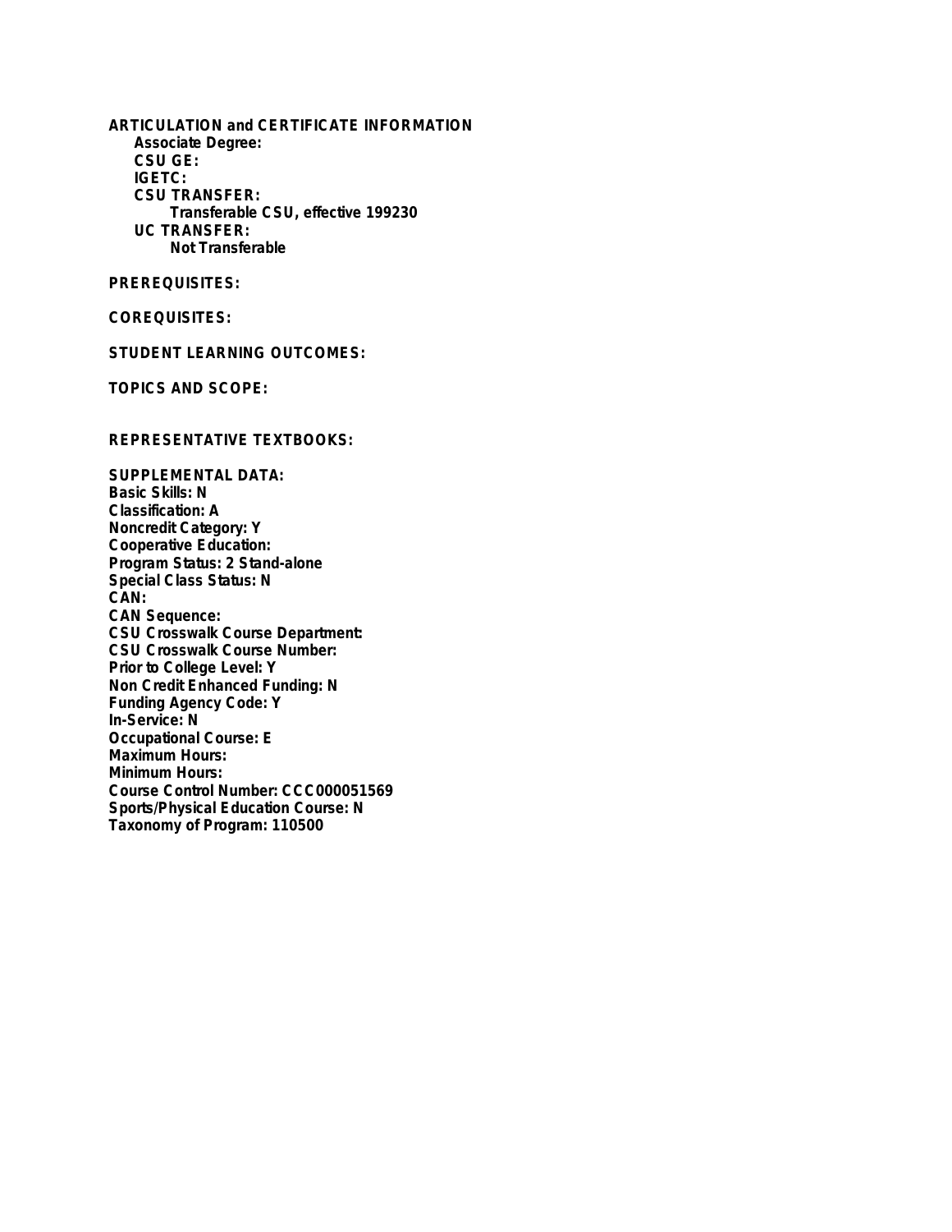**ARTICULATION and CERTIFICATE INFORMATION**

**Associate Degree:**

**CSU GE:**

**IGETC:**

**CSU TRANSFER:**

**Transferable CSU, effective 199230**

**UC TRANSFER:**

**Not Transferable**

**PREREQUISITES:**

**COREQUISITES:**

**STUDENT LEARNING OUTCOMES:**

**TOPICS AND SCOPE:**

**REPRESENTATIVE TEXTBOOKS:**

**SUPPLEMENTAL DATA:**
**Basic Skills: N**
**Classification: A**
**Noncredit Category: Y**
**Cooperative Education:**
**Program Status: 2 Stand-alone**
**Special Class Status: N**
**CAN:**
**CAN Sequence:**
**CSU Crosswalk Course Department:**
**CSU Crosswalk Course Number:**
**Prior to College Level: Y**
**Non Credit Enhanced Funding: N**
**Funding Agency Code: Y**
**In-Service: N**
**Occupational Course: E**
**Maximum Hours:**
**Minimum Hours:**
**Course Control Number: CCC000051569**
**Sports/Physical Education Course: N**
**Taxonomy of Program: 110500**